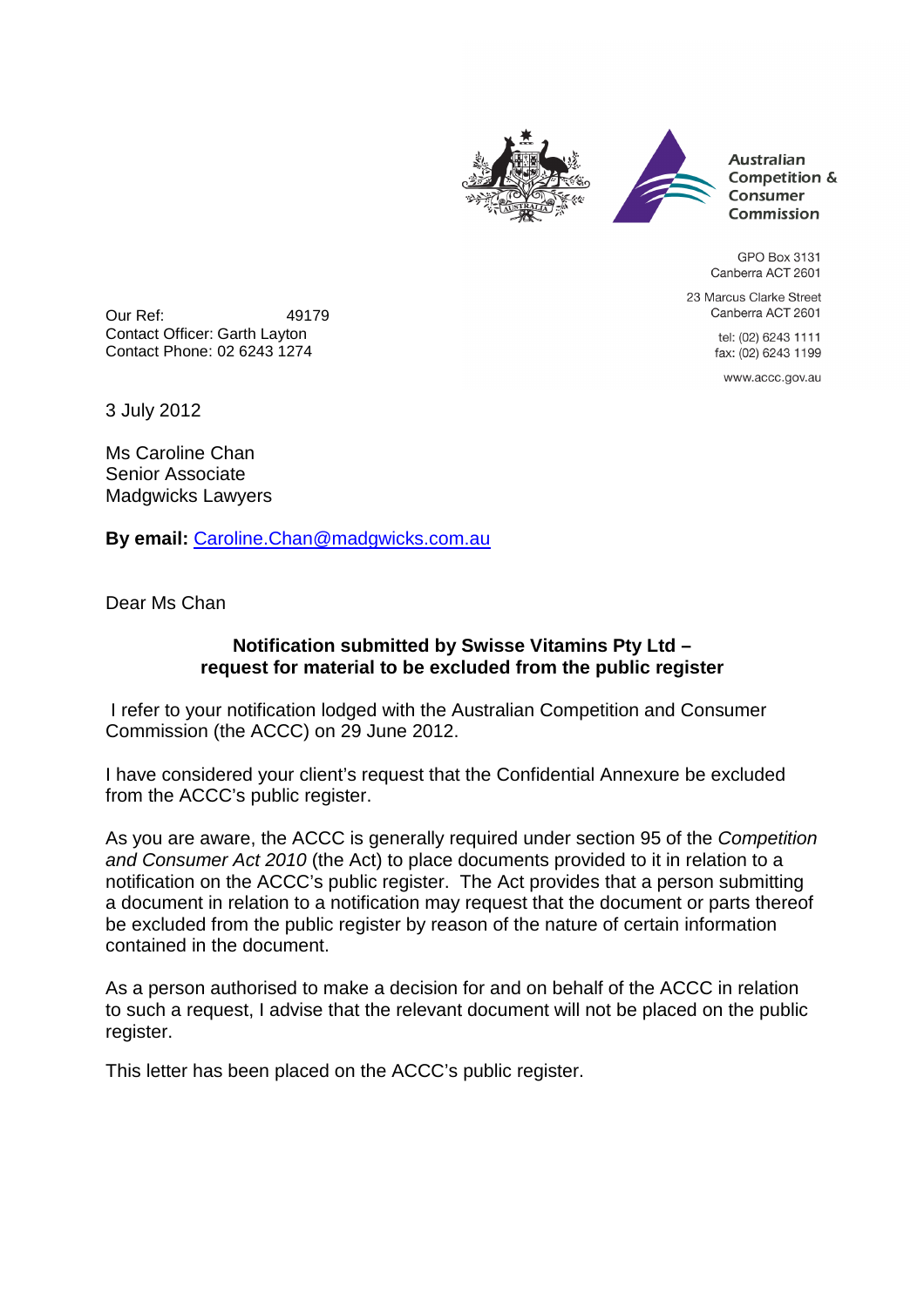Australian Competition & Consumer Commission

GPO Box 3131
Canberra ACT 2601

23 Marcus Clarke Street
Canberra ACT 2601

tel: (02) 6243 1111
fax: (02) 6243 1199

www.accc.gov.au

Our Ref: 49179
Contact Officer: Garth Layton
Contact Phone: 02 6243 1274

3 July 2012

Ms Caroline Chan
Senior Associate
Madgwicks Lawyers

**By email:** Caroline.Chan@madgwicks.com.au

Dear Ms Chan

**Notification submitted by Swisse Vitamins Pty Ltd – request for material to be excluded from the public register**

I refer to your notification lodged with the Australian Competition and Consumer Commission (the ACCC) on 29 June 2012.

I have considered your client's request that the Confidential Annexure be excluded from the ACCC's public register.

As you are aware, the ACCC is generally required under section 95 of the *Competition and Consumer Act 2010* (the Act) to place documents provided to it in relation to a notification on the ACCC's public register. The Act provides that a person submitting a document in relation to a notification may request that the document or parts thereof be excluded from the public register by reason of the nature of certain information contained in the document.

As a person authorised to make a decision for and on behalf of the ACCC in relation to such a request, I advise that the relevant document will not be placed on the public register.

This letter has been placed on the ACCC's public register.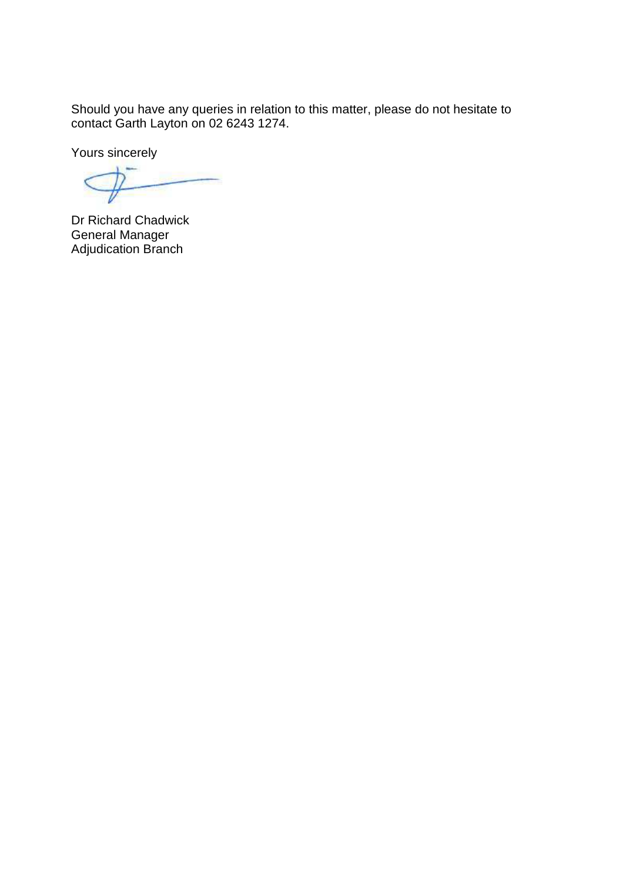Should you have any queries in relation to this matter, please do not hesitate to contact Garth Layton on 02 6243 1274.

Yours sincerely

Dr Richard Chadwick
General Manager
Adjudication Branch